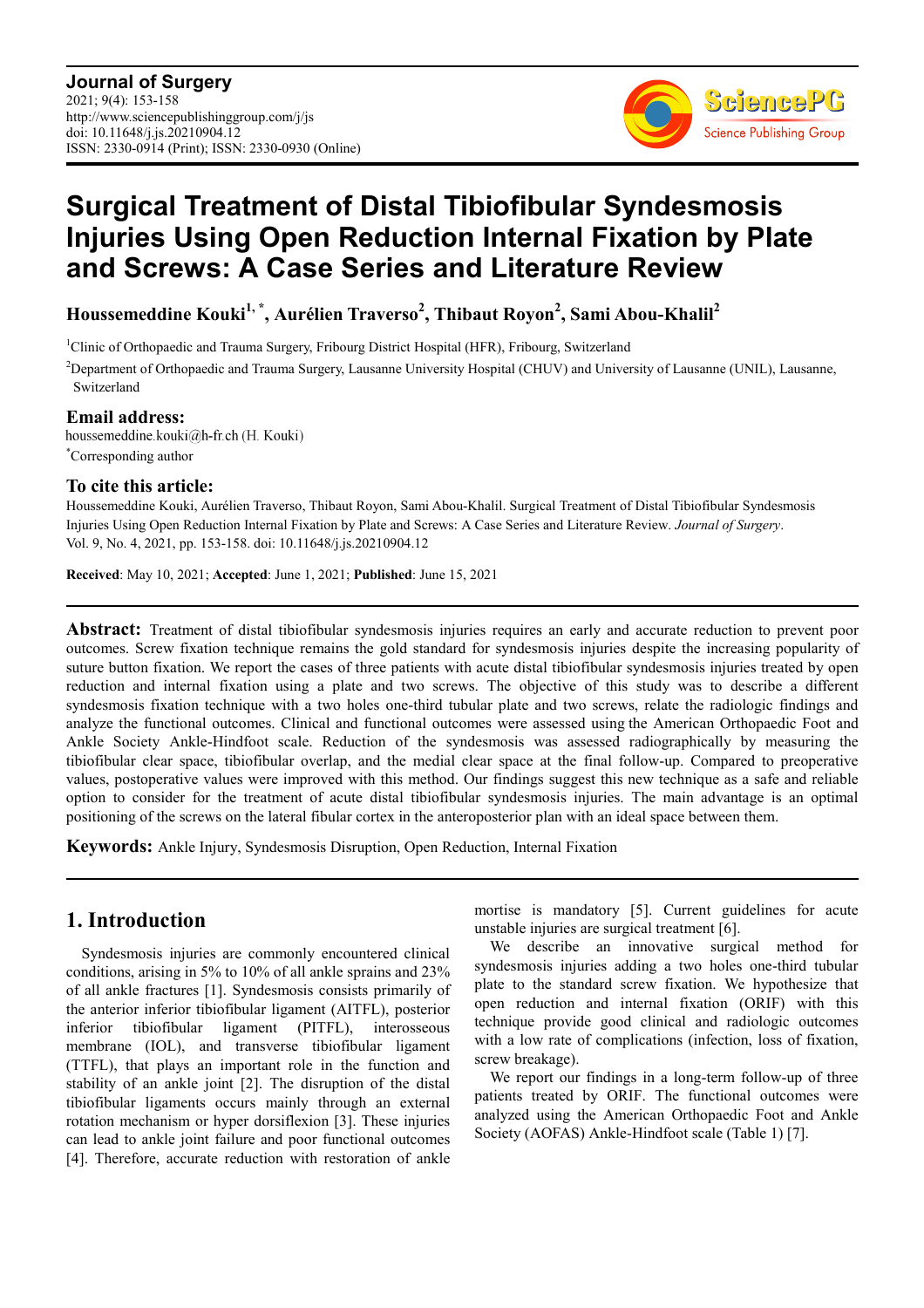# Surgical Treatment of Distal Tibiofibular Syndesmosis Injuries Using Open Reduction Internal Fixation by Plate and Screws: A Case Series and Literature Review

**Houssemeddine Kouki[1, *], Aurélien Traverso[2], Thibaut Royon[2], Sami Abou-Khalil[2]**

[1]Clinic of Orthopaedic and Trauma Surgery, Fribourg District Hospital (HFR), Fribourg, Switzerland

[2]Department of Orthopaedic and Trauma Surgery, Lausanne University Hospital (CHUV) and University of Lausanne (UNIL), Lausanne, Switzerland

## Email address:

houssemeddine.kouki@h-fr.ch (H. Kouki)

*Corresponding author

## To cite this article:

Houssemeddine Kouki, Aurélien Traverso, Thibaut Royon, Sami Abou-Khalil. Surgical Treatment of Distal Tibiofibular Syndesmosis Injuries Using Open Reduction Internal Fixation by Plate and Screws: A Case Series and Literature Review. *Journal of Surgery*. Vol. 9, No. 4, 2021, pp. 153-158. doi: 10.11648/j.js.20210904.12

**Received**: May 10, 2021; **Accepted**: June 1, 2021; **Published**: June 15, 2021

---

**Abstract:** Treatment of distal tibiofibular syndesmosis injuries requires an early and accurate reduction to prevent poor outcomes. Screw fixation technique remains the gold standard for syndesmosis injuries despite the increasing popularity of suture button fixation. We report the cases of three patients with acute distal tibiofibular syndesmosis injuries treated by open reduction and internal fixation using a plate and two screws. The objective of this study was to describe a different syndesmosis fixation technique with a two holes one-third tubular plate and two screws, relate the radiologic findings and analyze the functional outcomes. Clinical and functional outcomes were assessed using the American Orthopaedic Foot and Ankle Society Ankle-Hindfoot scale. Reduction of the syndesmosis was assessed radiographically by measuring the tibiofibular clear space, tibiofibular overlap, and the medial clear space at the final follow-up. Compared to preoperative values, postoperative values were improved with this method. Our findings suggest this new technique as a safe and reliable option to consider for the treatment of acute distal tibiofibular syndesmosis injuries. The main advantage is an optimal positioning of the screws on the lateral fibular cortex in the anteroposterior plan with an ideal space between them.

**Keywords:** Ankle Injury, Syndesmosis Disruption, Open Reduction, Internal Fixation

---

## 1. Introduction

Syndesmosis injuries are commonly encountered clinical conditions, arising in 5% to 10% of all ankle sprains and 23% of all ankle fractures [1]. Syndesmosis consists primarily of the anterior inferior tibiofibular ligament (AITFL), posterior inferior tibiofibular ligament (PITFL), interosseous membrane (IOL), and transverse tibiofibular ligament (TTFL), that plays an important role in the function and stability of an ankle joint [2]. The disruption of the distal tibiofibular ligaments occurs mainly through an external rotation mechanism or hyper dorsiflexion [3]. These injuries can lead to ankle joint failure and poor functional outcomes [4]. Therefore, accurate reduction with restoration of ankle mortise is mandatory [5]. Current guidelines for acute unstable injuries are surgical treatment [6].

We describe an innovative surgical method for syndesmosis injuries adding a two holes one-third tubular plate to the standard screw fixation. We hypothesize that open reduction and internal fixation (ORIF) with this technique provide good clinical and radiologic outcomes with a low rate of complications (infection, loss of fixation, screw breakage).

We report our findings in a long-term follow-up of three patients treated by ORIF. The functional outcomes were analyzed using the American Orthopaedic Foot and Ankle Society (AOFAS) Ankle-Hindfoot scale (Table 1) [7].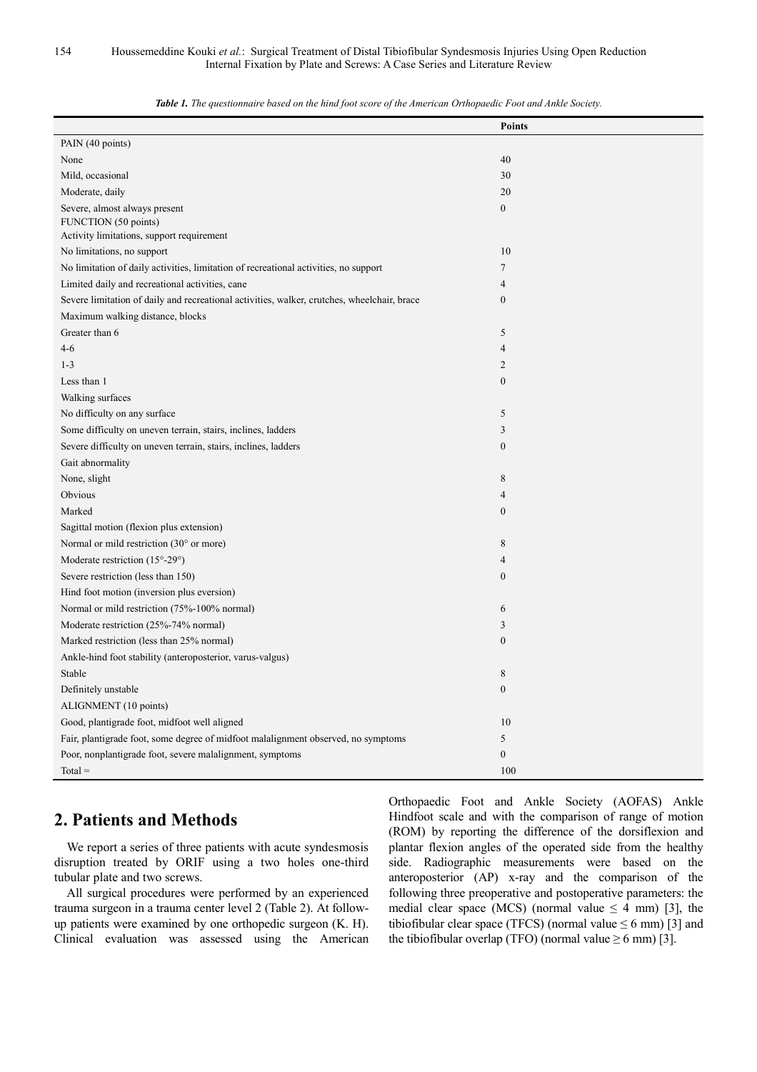*Table 1. The questionnaire based on the hind foot score of the American Orthopaedic Foot and Ankle Society.*

| | Points |
|---|---|
| PAIN (40 points) | |
| None | 40 |
| Mild, occasional | 30 |
| Moderate, daily | 20 |
| Severe, almost always present | 0 |
| FUNCTION (50 points) | |
| Activity limitations, support requirement | |
| No limitations, no support | 10 |
| No limitation of daily activities, limitation of recreational activities, no support | 7 |
| Limited daily and recreational activities, cane | 4 |
| Severe limitation of daily and recreational activities, walker, crutches, wheelchair, brace | 0 |
| Maximum walking distance, blocks | |
| Greater than 6 | 5 |
| 4-6 | 4 |
| 1-3 | 2 |
| Less than 1 | 0 |
| Walking surfaces | |
| No difficulty on any surface | 5 |
| Some difficulty on uneven terrain, stairs, inclines, ladders | 3 |
| Severe difficulty on uneven terrain, stairs, inclines, ladders | 0 |
| Gait abnormality | |
| None, slight | 8 |
| Obvious | 4 |
| Marked | 0 |
| Sagittal motion (flexion plus extension) | |
| Normal or mild restriction (30° or more) | 8 |
| Moderate restriction (15°-29°) | 4 |
| Severe restriction (less than 150) | 0 |
| Hind foot motion (inversion plus eversion) | |
| Normal or mild restriction (75%-100% normal) | 6 |
| Moderate restriction (25%-74% normal) | 3 |
| Marked restriction (less than 25% normal) | 0 |
| Ankle-hind foot stability (anteroposterior, varus-valgus) | |
| Stable | 8 |
| Definitely unstable | 0 |
| ALIGNMENT (10 points) | |
| Good, plantigrade foot, midfoot well aligned | 10 |
| Fair, plantigrade foot, some degree of midfoot malalignment observed, no symptoms | 5 |
| Poor, nonplantigrade foot, severe malalignment, symptoms | 0 |
| Total = | 100 |

## 2. Patients and Methods

We report a series of three patients with acute syndesmosis disruption treated by ORIF using a two holes one-third tubular plate and two screws.

All surgical procedures were performed by an experienced trauma surgeon in a trauma center level 2 (Table 2). At follow-up patients were examined by one orthopedic surgeon (K. H). Clinical evaluation was assessed using the American Orthopaedic Foot and Ankle Society (AOFAS) Ankle Hindfoot scale and with the comparison of range of motion (ROM) by reporting the difference of the dorsiflexion and plantar flexion angles of the operated side from the healthy side. Radiographic measurements were based on the anteroposterior (AP) x-ray and the comparison of the following three preoperative and postoperative parameters: the medial clear space (MCS) (normal value $\leq$ 4 mm) [3], the tibiofibular clear space (TFCS) (normal value $\leq$ 6 mm) [3] and the tibiofibular overlap (TFO) (normal value $\geq$ 6 mm) [3].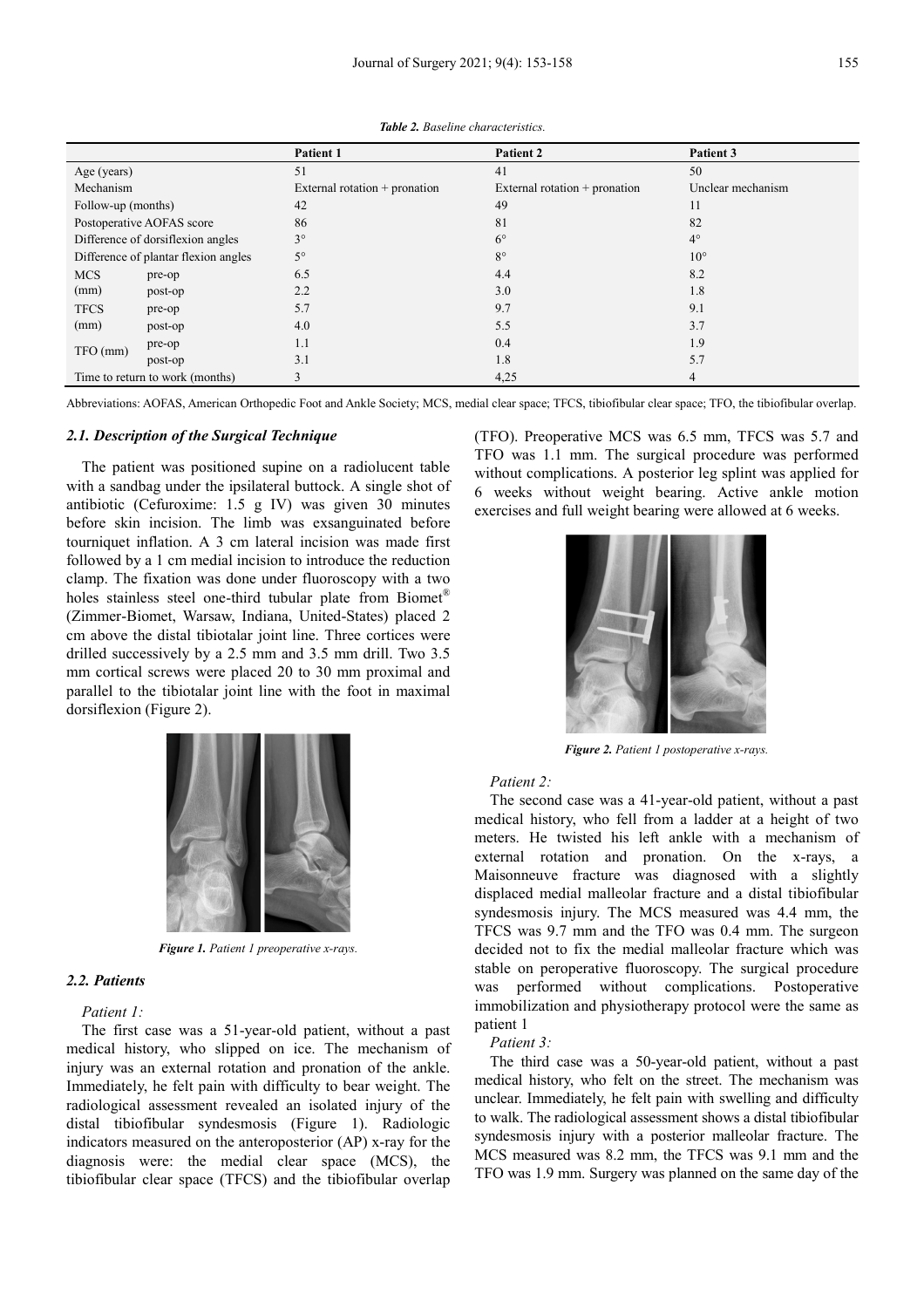*Table 2. Baseline characteristics.*

| | | Patient 1 | Patient 2 | Patient 3 |
|---|---|---|---|---|
| Age (years) | | 51 | 41 | 50 |
| Mechanism | | External rotation + pronation | External rotation + pronation | Unclear mechanism |
| Follow-up (months) | | 42 | 49 | 11 |
| Postoperative AOFAS score | | 86 | 81 | 82 |
| Difference of dorsiflexion angles | | 3° | 6° | 4° |
| Difference of plantar flexion angles | | 5° | 8° | 10° |
| MCS (mm) | pre-op | 6.5 | 4.4 | 8.2 |
| | post-op | 2.2 | 3.0 | 1.8 |
| TFCS (mm) | pre-op | 5.7 | 9.7 | 9.1 |
| | post-op | 4.0 | 5.5 | 3.7 |
| TFO (mm) | pre-op | 1.1 | 0.4 | 1.9 |
| | post-op | 3.1 | 1.8 | 5.7 |
| Time to return to work (months) | | 3 | 4,25 | 4 |

Abbreviations: AOFAS, American Orthopedic Foot and Ankle Society; MCS, medial clear space; TFCS, tibiofibular clear space; TFO, the tibiofibular overlap.

### *2.1. Description of the Surgical Technique*

The patient was positioned supine on a radiolucent table with a sandbag under the ipsilateral buttock. A single shot of antibiotic (Cefuroxime: 1.5 g IV) was given 30 minutes before skin incision. The limb was exsanguinated before tourniquet inflation. A 3 cm lateral incision was made first followed by a 1 cm medial incision to introduce the reduction clamp. The fixation was done under fluoroscopy with a two holes stainless steel one-third tubular plate from Biomet® (Zimmer-Biomet, Warsaw, Indiana, United-States) placed 2 cm above the distal tibiotalar joint line. Three cortices were drilled successively by a 2.5 mm and 3.5 mm drill. Two 3.5 mm cortical screws were placed 20 to 30 mm proximal and parallel to the tibiotalar joint line with the foot in maximal dorsiflexion (Figure 2).

*Figure 1. Patient 1 preoperative x-rays.*

### *2.2. Patients*

*Patient 1:*

The first case was a 51-year-old patient, without a past medical history, who slipped on ice. The mechanism of injury was an external rotation and pronation of the ankle. Immediately, he felt pain with difficulty to bear weight. The radiological assessment revealed an isolated injury of the distal tibiofibular syndesmosis (Figure 1). Radiologic indicators measured on the anteroposterior (AP) x-ray for the diagnosis were: the medial clear space (MCS), the tibiofibular clear space (TFCS) and the tibiofibular overlap (TFO). Preoperative MCS was 6.5 mm, TFCS was 5.7 and TFO was 1.1 mm. The surgical procedure was performed without complications. A posterior leg splint was applied for 6 weeks without weight bearing. Active ankle motion exercises and full weight bearing were allowed at 6 weeks.

*Figure 2. Patient 1 postoperative x-rays.*

*Patient 2:*

The second case was a 41-year-old patient, without a past medical history, who fell from a ladder at a height of two meters. He twisted his left ankle with a mechanism of external rotation and pronation. On the x-rays, a Maisonneuve fracture was diagnosed with a slightly displaced medial malleolar fracture and a distal tibiofibular syndesmosis injury. The MCS measured was 4.4 mm, the TFCS was 9.7 mm and the TFO was 0.4 mm. The surgeon decided not to fix the medial malleolar fracture which was stable on peroperative fluoroscopy. The surgical procedure was performed without complications. Postoperative immobilization and physiotherapy protocol were the same as patient 1

*Patient 3:*

The third case was a 50-year-old patient, without a past medical history, who felt on the street. The mechanism was unclear. Immediately, he felt pain with swelling and difficulty to walk. The radiological assessment shows a distal tibiofibular syndesmosis injury with a posterior malleolar fracture. The MCS measured was 8.2 mm, the TFCS was 9.1 mm and the TFO was 1.9 mm. Surgery was planned on the same day of the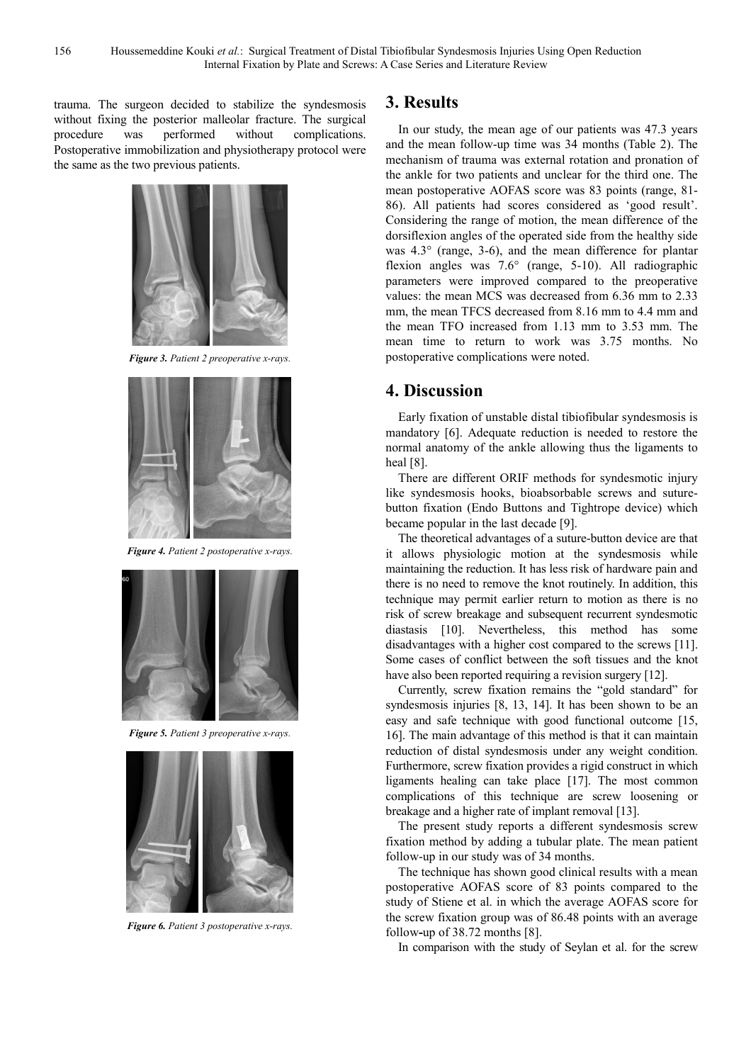trauma. The surgeon decided to stabilize the syndesmosis without fixing the posterior malleolar fracture. The surgical procedure was performed without complications. Postoperative immobilization and physiotherapy protocol were the same as the two previous patients.

*Figure 3. Patient 2 preoperative x-rays.*

*Figure 4. Patient 2 postoperative x-rays.*

*Figure 5. Patient 3 preoperative x-rays.*

*Figure 6. Patient 3 postoperative x-rays.*

## 3. Results

In our study, the mean age of our patients was 47.3 years and the mean follow-up time was 34 months (Table 2). The mechanism of trauma was external rotation and pronation of the ankle for two patients and unclear for the third one. The mean postoperative AOFAS score was 83 points (range, 81-86). All patients had scores considered as 'good result'. Considering the range of motion, the mean difference of the dorsiflexion angles of the operated side from the healthy side was 4.3° (range, 3-6), and the mean difference for plantar flexion angles was 7.6° (range, 5-10). All radiographic parameters were improved compared to the preoperative values: the mean MCS was decreased from 6.36 mm to 2.33 mm, the mean TFCS decreased from 8.16 mm to 4.4 mm and the mean TFO increased from 1.13 mm to 3.53 mm. The mean time to return to work was 3.75 months. No postoperative complications were noted.

## 4. Discussion

Early fixation of unstable distal tibiofibular syndesmosis is mandatory [6]. Adequate reduction is needed to restore the normal anatomy of the ankle allowing thus the ligaments to heal [8].

There are different ORIF methods for syndesmotic injury like syndesmosis hooks, bioabsorbable screws and suture-button fixation (Endo Buttons and Tightrope device) which became popular in the last decade [9].

The theoretical advantages of a suture-button device are that it allows physiologic motion at the syndesmosis while maintaining the reduction. It has less risk of hardware pain and there is no need to remove the knot routinely. In addition, this technique may permit earlier return to motion as there is no risk of screw breakage and subsequent recurrent syndesmotic diastasis [10]. Nevertheless, this method has some disadvantages with a higher cost compared to the screws [11]. Some cases of conflict between the soft tissues and the knot have also been reported requiring a revision surgery [12].

Currently, screw fixation remains the "gold standard" for syndesmosis injuries [8, 13, 14]. It has been shown to be an easy and safe technique with good functional outcome [15, 16]. The main advantage of this method is that it can maintain reduction of distal syndesmosis under any weight condition. Furthermore, screw fixation provides a rigid construct in which ligaments healing can take place [17]. The most common complications of this technique are screw loosening or breakage and a higher rate of implant removal [13].

The present study reports a different syndesmosis screw fixation method by adding a tubular plate. The mean patient follow-up in our study was of 34 months.

The technique has shown good clinical results with a mean postoperative AOFAS score of 83 points compared to the study of Stiene et al. in which the average AOFAS score for the screw fixation group was of 86.48 points with an average follow-up of 38.72 months [8].

In comparison with the study of Seylan et al. for the screw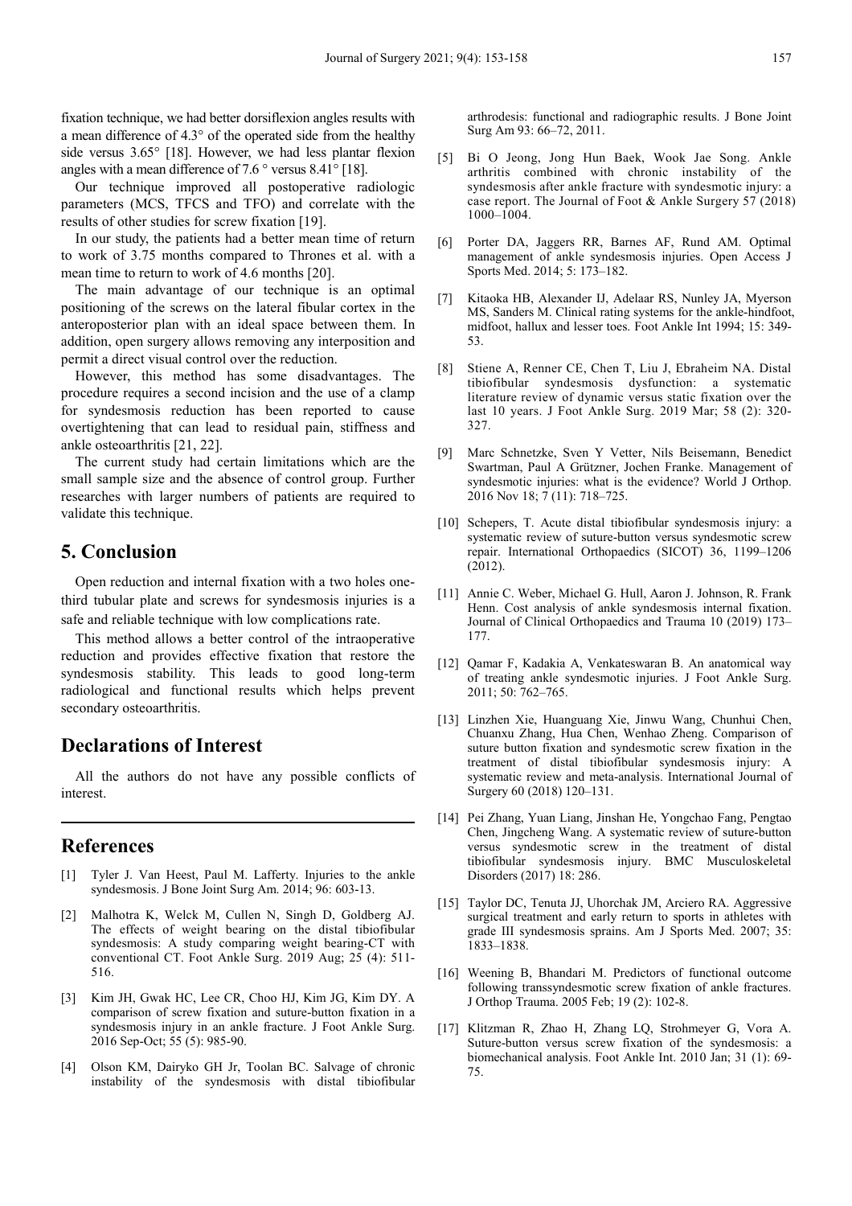fixation technique, we had better dorsiflexion angles results with a mean difference of 4.3° of the operated side from the healthy side versus 3.65° [18]. However, we had less plantar flexion angles with a mean difference of 7.6 ° versus 8.41° [18].

Our technique improved all postoperative radiologic parameters (MCS, TFCS and TFO) and correlate with the results of other studies for screw fixation [19].

In our study, the patients had a better mean time of return to work of 3.75 months compared to Thrones et al. with a mean time to return to work of 4.6 months [20].

The main advantage of our technique is an optimal positioning of the screws on the lateral fibular cortex in the anteroposterior plan with an ideal space between them. In addition, open surgery allows removing any interposition and permit a direct visual control over the reduction.

However, this method has some disadvantages. The procedure requires a second incision and the use of a clamp for syndesmosis reduction has been reported to cause overtightening that can lead to residual pain, stiffness and ankle osteoarthritis [21, 22].

The current study had certain limitations which are the small sample size and the absence of control group. Further researches with larger numbers of patients are required to validate this technique.

## 5. Conclusion

Open reduction and internal fixation with a two holes one-third tubular plate and screws for syndesmosis injuries is a safe and reliable technique with low complications rate.

This method allows a better control of the intraoperative reduction and provides effective fixation that restore the syndesmosis stability. This leads to good long-term radiological and functional results which helps prevent secondary osteoarthritis.

## Declarations of Interest

All the authors do not have any possible conflicts of interest.

## References

[1] Tyler J. Van Heest, Paul M. Lafferty. Injuries to the ankle syndesmosis. J Bone Joint Surg Am. 2014; 96: 603-13.

[2] Malhotra K, Welck M, Cullen N, Singh D, Goldberg AJ. The effects of weight bearing on the distal tibiofibular syndesmosis: A study comparing weight bearing-CT with conventional CT. Foot Ankle Surg. 2019 Aug; 25 (4): 511-516.

[3] Kim JH, Gwak HC, Lee CR, Choo HJ, Kim JG, Kim DY. A comparison of screw fixation and suture-button fixation in a syndesmosis injury in an ankle fracture. J Foot Ankle Surg. 2016 Sep-Oct; 55 (5): 985-90.

[4] Olson KM, Dairyko GH Jr, Toolan BC. Salvage of chronic instability of the syndesmosis with distal tibiofibular arthrodesis: functional and radiographic results. J Bone Joint Surg Am 93: 66–72, 2011.

[5] Bi O Jeong, Jong Hun Baek, Wook Jae Song. Ankle arthritis combined with chronic instability of the syndesmosis after ankle fracture with syndesmotic injury: a case report. The Journal of Foot & Ankle Surgery 57 (2018) 1000–1004.

[6] Porter DA, Jaggers RR, Barnes AF, Rund AM. Optimal management of ankle syndesmosis injuries. Open Access J Sports Med. 2014; 5: 173–182.

[7] Kitaoka HB, Alexander IJ, Adelaar RS, Nunley JA, Myerson MS, Sanders M. Clinical rating systems for the ankle-hindfoot, midfoot, hallux and lesser toes. Foot Ankle Int 1994; 15: 349-53.

[8] Stiene A, Renner CE, Chen T, Liu J, Ebraheim NA. Distal tibiofibular syndesmosis dysfunction: a systematic literature review of dynamic versus static fixation over the last 10 years. J Foot Ankle Surg. 2019 Mar; 58 (2): 320-327.

[9] Marc Schnetzke, Sven Y Vetter, Nils Beisemann, Benedict Swartman, Paul A Grützner, Jochen Franke. Management of syndesmotic injuries: what is the evidence? World J Orthop. 2016 Nov 18; 7 (11): 718–725.

[10] Schepers, T. Acute distal tibiofibular syndesmosis injury: a systematic review of suture-button versus syndesmotic screw repair. International Orthopaedics (SICOT) 36, 1199–1206 (2012).

[11] Annie C. Weber, Michael G. Hull, Aaron J. Johnson, R. Frank Henn. Cost analysis of ankle syndesmosis internal fixation. Journal of Clinical Orthopaedics and Trauma 10 (2019) 173–177.

[12] Qamar F, Kadakia A, Venkateswaran B. An anatomical way of treating ankle syndesmotic injuries. J Foot Ankle Surg. 2011; 50: 762–765.

[13] Linzhen Xie, Huanguang Xie, Jinwu Wang, Chunhui Chen, Chuanxu Zhang, Hua Chen, Wenhao Zheng. Comparison of suture button fixation and syndesmotic screw fixation in the treatment of distal tibiofibular syndesmosis injury: A systematic review and meta-analysis. International Journal of Surgery 60 (2018) 120–131.

[14] Pei Zhang, Yuan Liang, Jinshan He, Yongchao Fang, Pengtao Chen, Jingcheng Wang. A systematic review of suture-button versus syndesmotic screw in the treatment of distal tibiofibular syndesmosis injury. BMC Musculoskeletal Disorders (2017) 18: 286.

[15] Taylor DC, Tenuta JJ, Uhorchak JM, Arciero RA. Aggressive surgical treatment and early return to sports in athletes with grade III syndesmosis sprains. Am J Sports Med. 2007; 35: 1833–1838.

[16] Weening B, Bhandari M. Predictors of functional outcome following transsyndesmotic screw fixation of ankle fractures. J Orthop Trauma. 2005 Feb; 19 (2): 102-8.

[17] Klitzman R, Zhao H, Zhang LQ, Strohmeyer G, Vora A. Suture-button versus screw fixation of the syndesmosis: a biomechanical analysis. Foot Ankle Int. 2010 Jan; 31 (1): 69-75.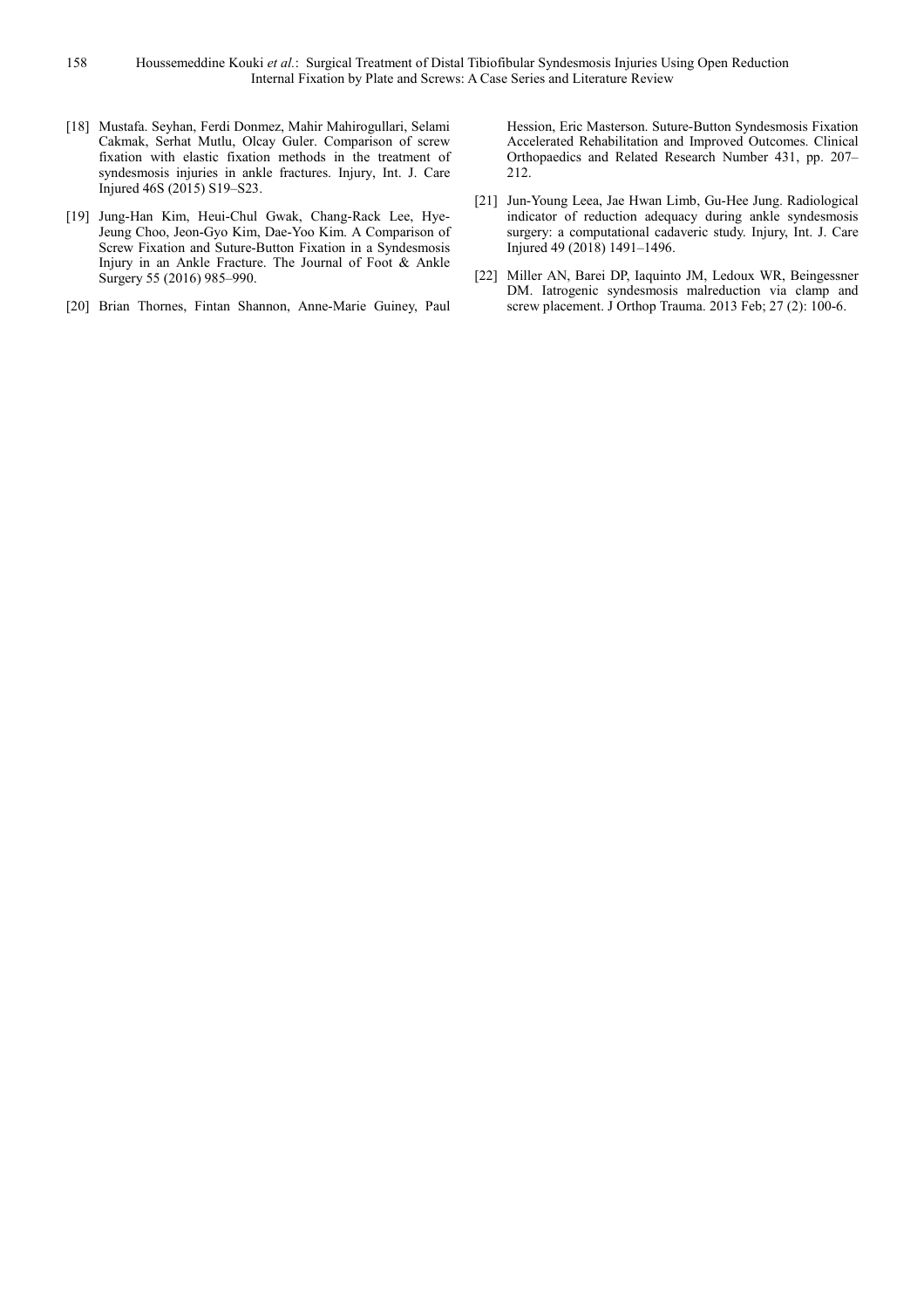[18] Mustafa. Seyhan, Ferdi Donmez, Mahir Mahirogullari, Selami Cakmak, Serhat Mutlu, Olcay Guler. Comparison of screw fixation with elastic fixation methods in the treatment of syndesmosis injuries in ankle fractures. Injury, Int. J. Care Injured 46S (2015) S19–S23.

[19] Jung-Han Kim, Heui-Chul Gwak, Chang-Rack Lee, Hye-Jeung Choo, Jeon-Gyo Kim, Dae-Yoo Kim. A Comparison of Screw Fixation and Suture-Button Fixation in a Syndesmosis Injury in an Ankle Fracture. The Journal of Foot & Ankle Surgery 55 (2016) 985–990.

[20] Brian Thornes, Fintan Shannon, Anne-Marie Guiney, Paul Hession, Eric Masterson. Suture-Button Syndesmosis Fixation Accelerated Rehabilitation and Improved Outcomes. Clinical Orthopaedics and Related Research Number 431, pp. 207–212.

[21] Jun-Young Leea, Jae Hwan Limb, Gu-Hee Jung. Radiological indicator of reduction adequacy during ankle syndesmosis surgery: a computational cadaveric study. Injury, Int. J. Care Injured 49 (2018) 1491–1496.

[22] Miller AN, Barei DP, Iaquinto JM, Ledoux WR, Beingessner DM. Iatrogenic syndesmosis malreduction via clamp and screw placement. J Orthop Trauma. 2013 Feb; 27 (2): 100-6.